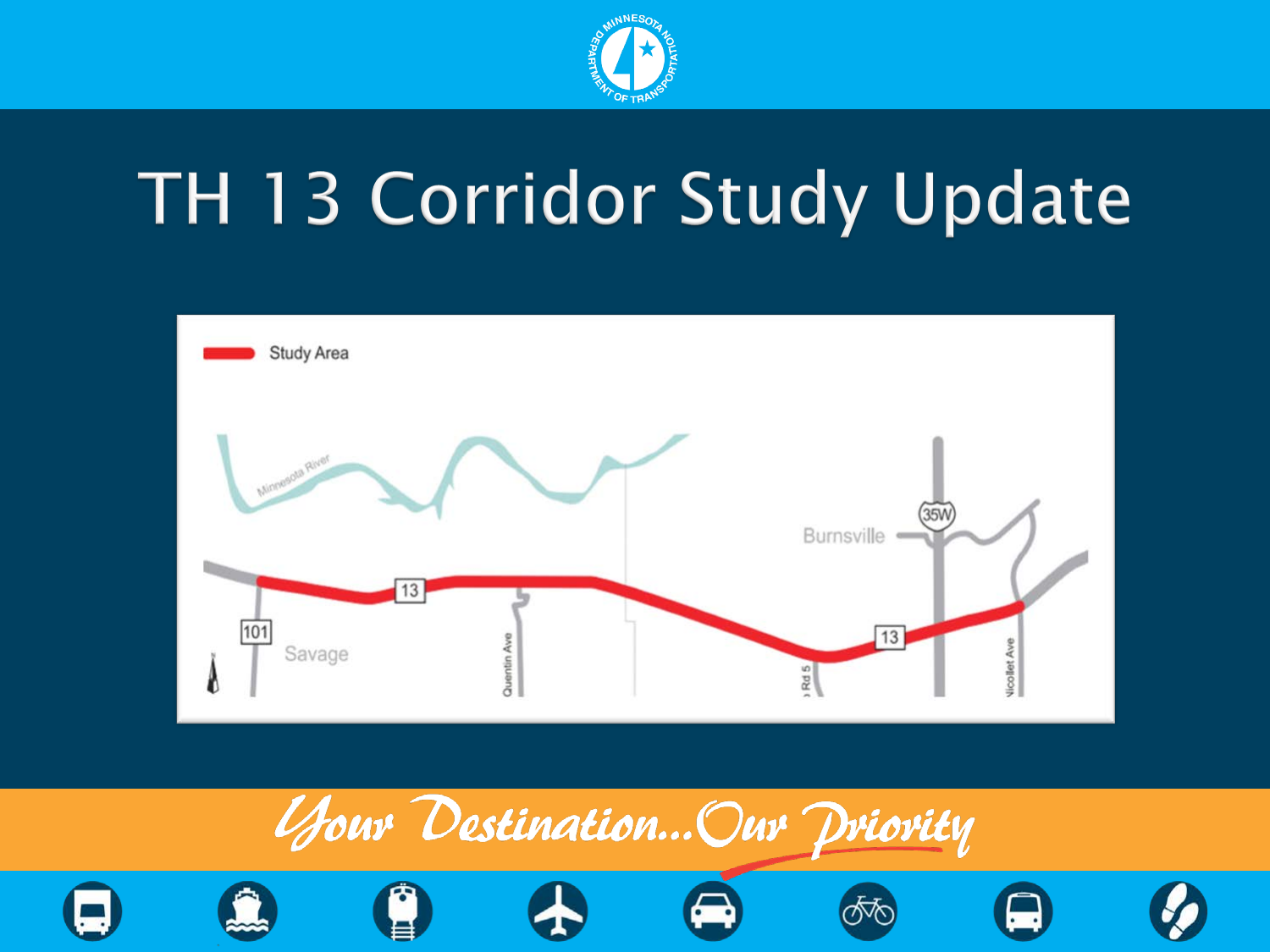# TH 13 Corridor Study Update

Study Area

Minnesota River

Burnsville

35W

13

101

Savage

Quentin Ave

Rd 5

Nicollet Ave

*Your Destination...Our Priority*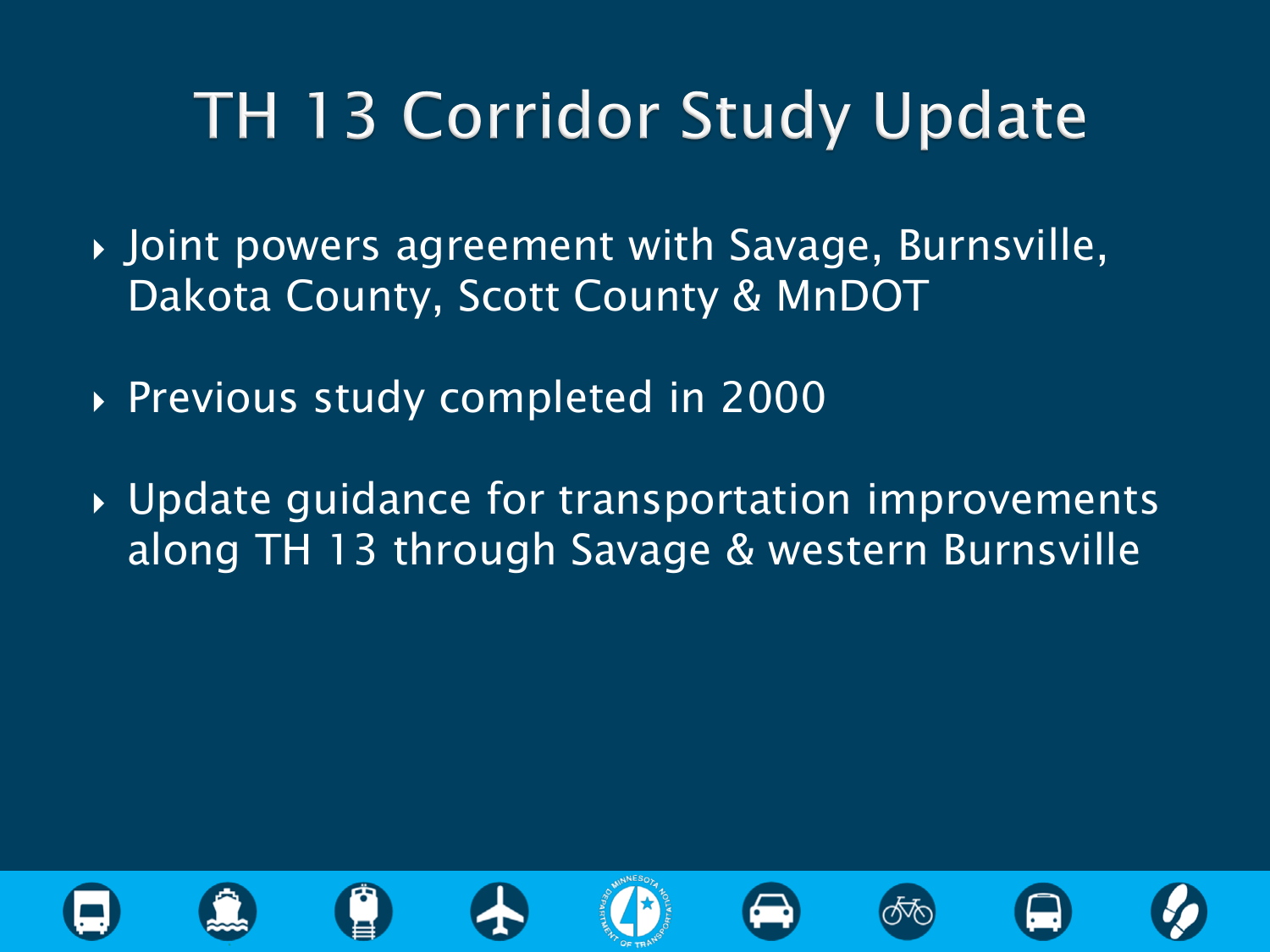# TH 13 Corridor Study Update

- Joint powers agreement with Savage, Burnsville, Dakota County, Scott County & MnDOT
- Previous study completed in 2000
- Update guidance for transportation improvements along TH 13 through Savage & western Burnsville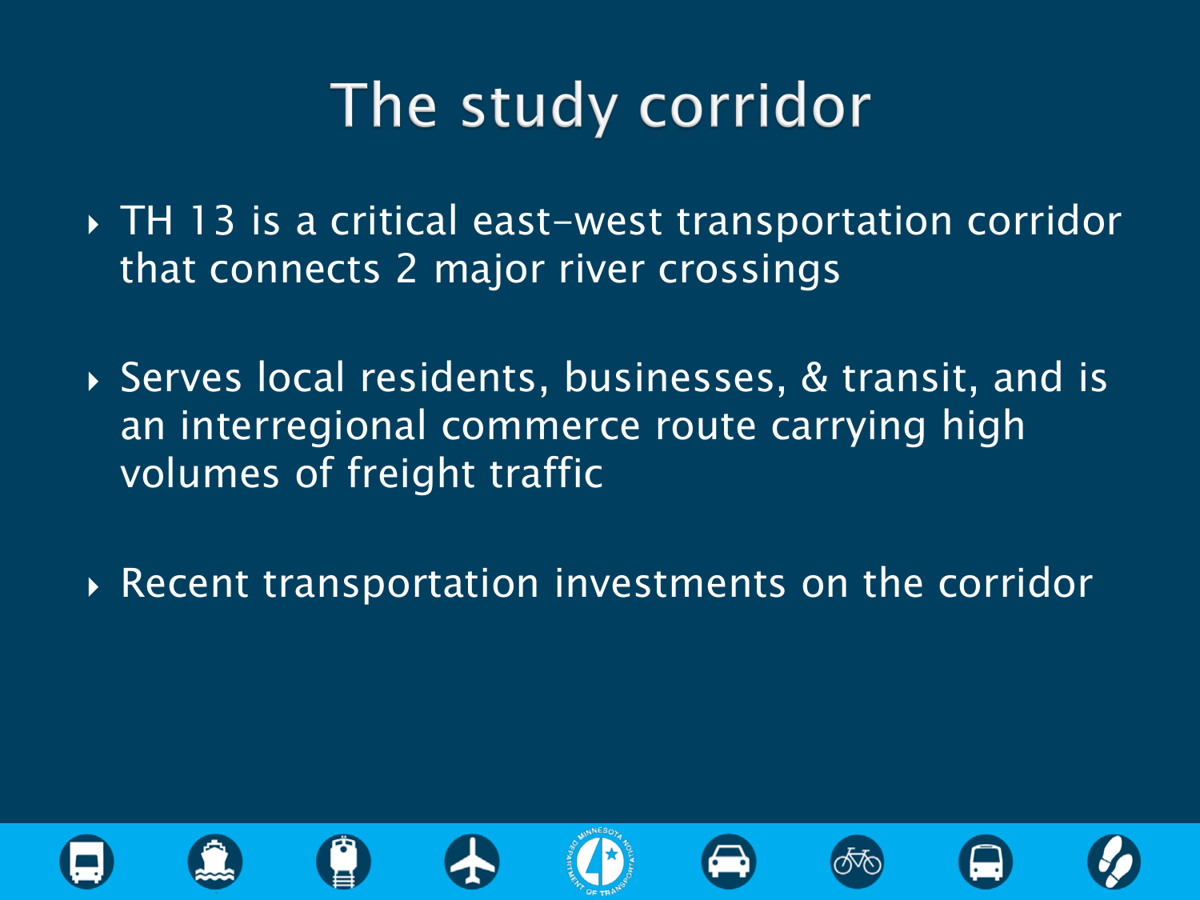# The study corridor

- TH 13 is a critical east-west transportation corridor that connects 2 major river crossings

- Serves local residents, businesses, & transit, and is an interregional commerce route carrying high volumes of freight traffic

- Recent transportation investments on the corridor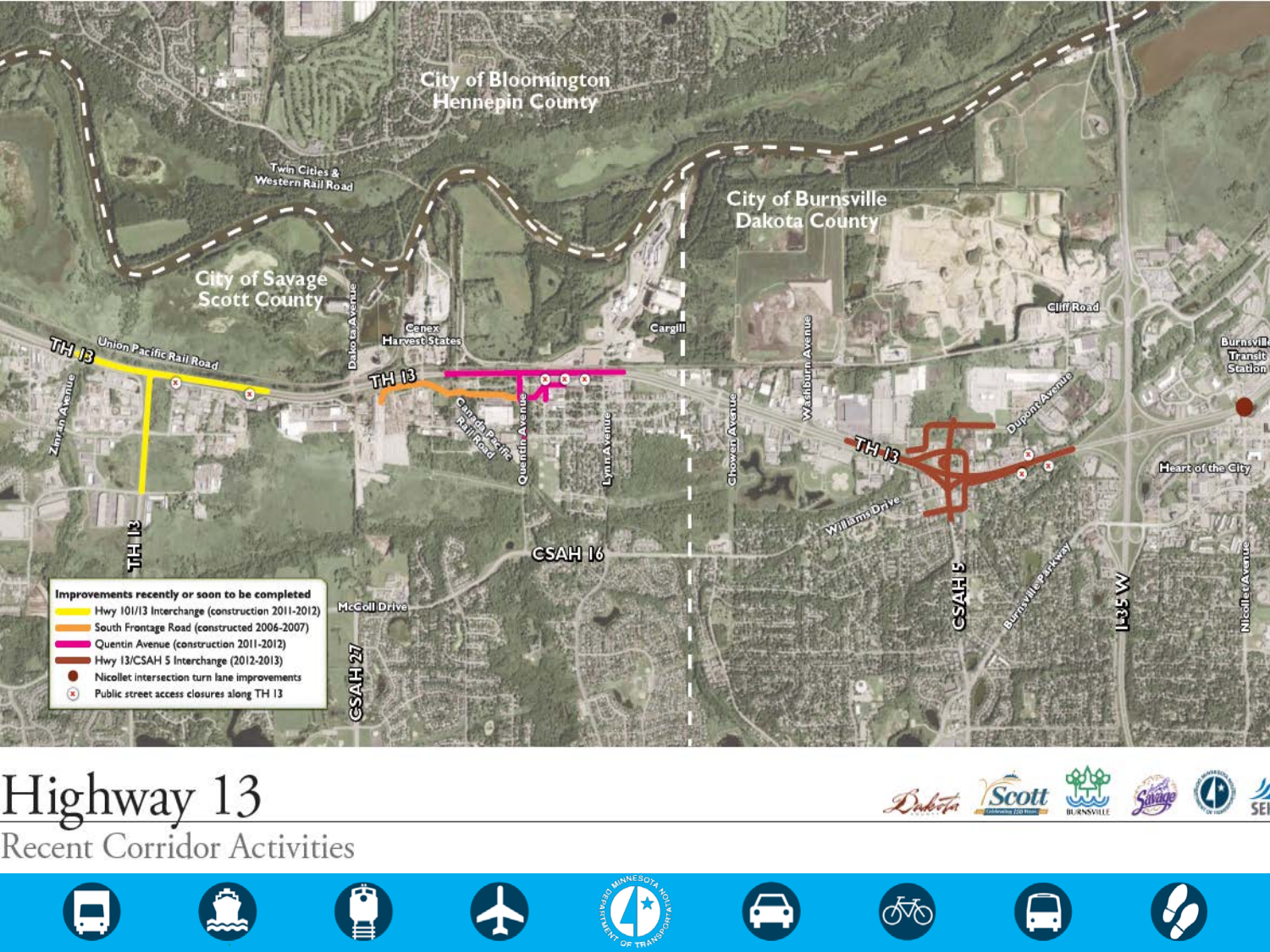# Highway 13

## Recent Corridor Activities

City of Bloomington
Hennepin County

City of Savage
Scott County

City of Burnsville
Dakota County

**Improvements recently or soon to be completed**

- Hwy 101/13 Interchange (construction 2011-2012)
- South Frontage Road (constructed 2006-2007)
- Quentin Avenue (construction 2011-2012)
- Hwy 13/CSAH 5 Interchange (2012-2013)
- Nicollet intersection turn lane improvements
- Public street access closures along TH 13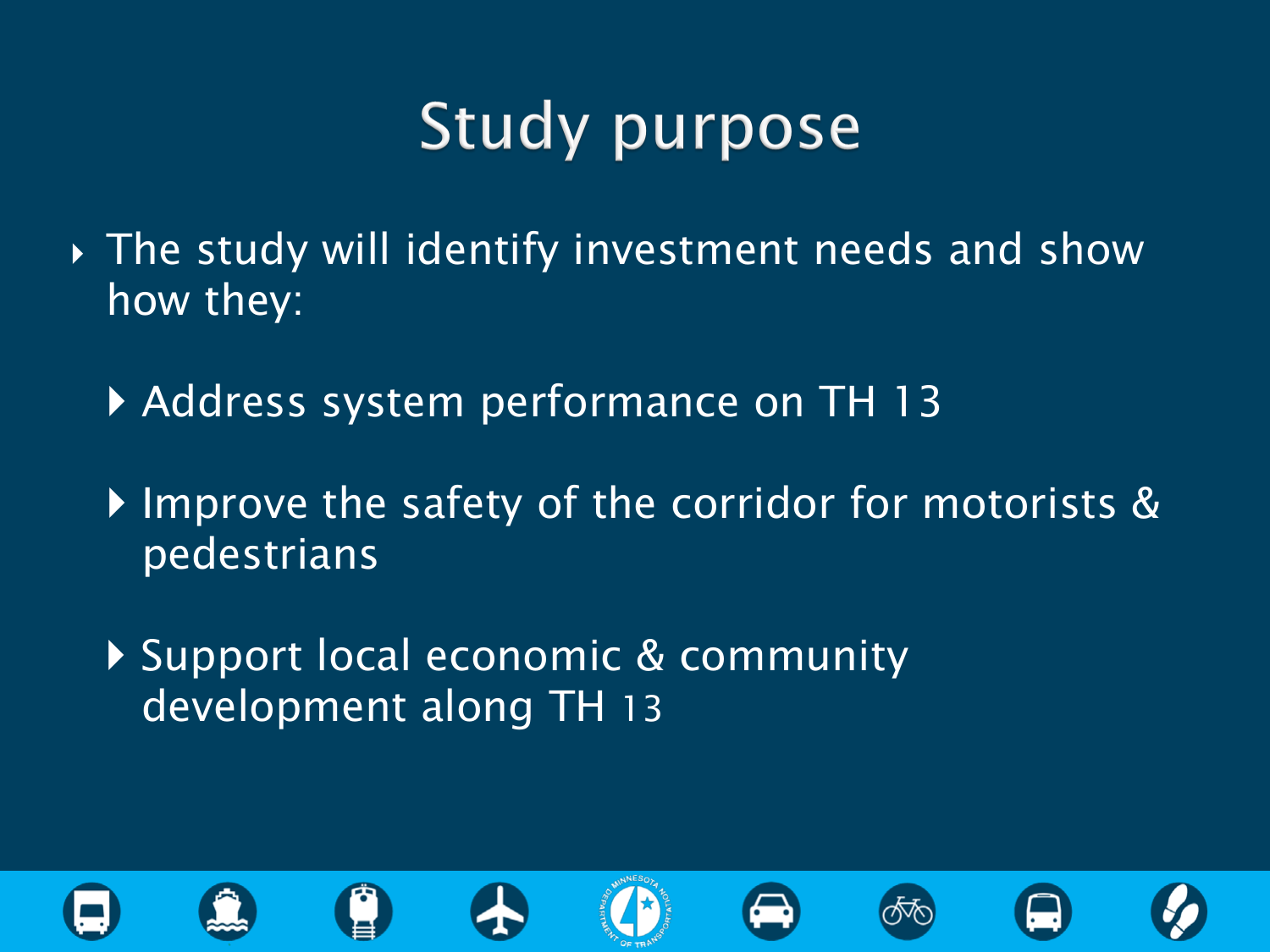# Study purpose

- The study will identify investment needs and show how they:
  - Address system performance on TH 13
  - Improve the safety of the corridor for motorists & pedestrians
  - Support local economic & community development along TH 13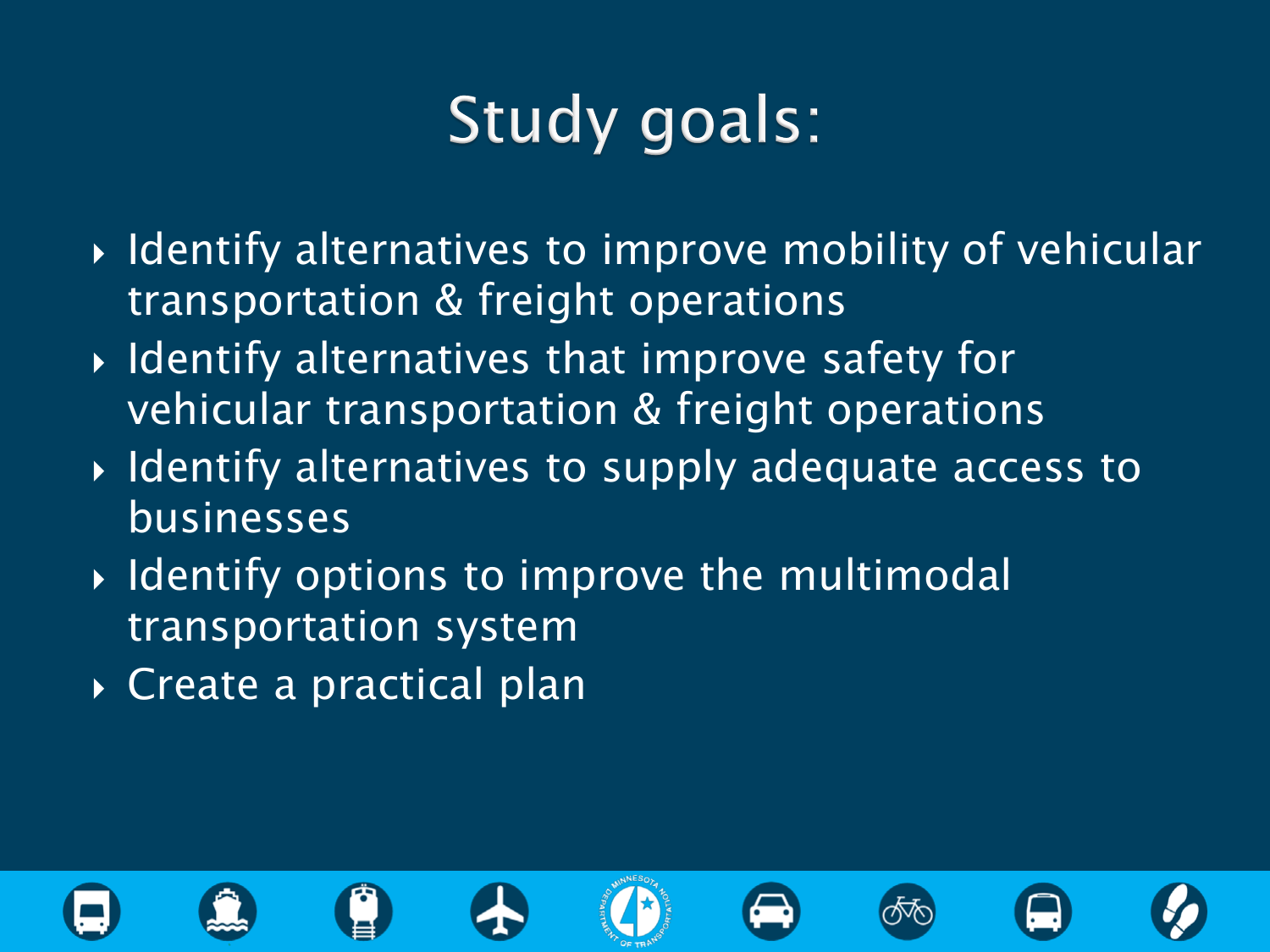# Study goals:

- Identify alternatives to improve mobility of vehicular transportation & freight operations
- Identify alternatives that improve safety for vehicular transportation & freight operations
- Identify alternatives to supply adequate access to businesses
- Identify options to improve the multimodal transportation system
- Create a practical plan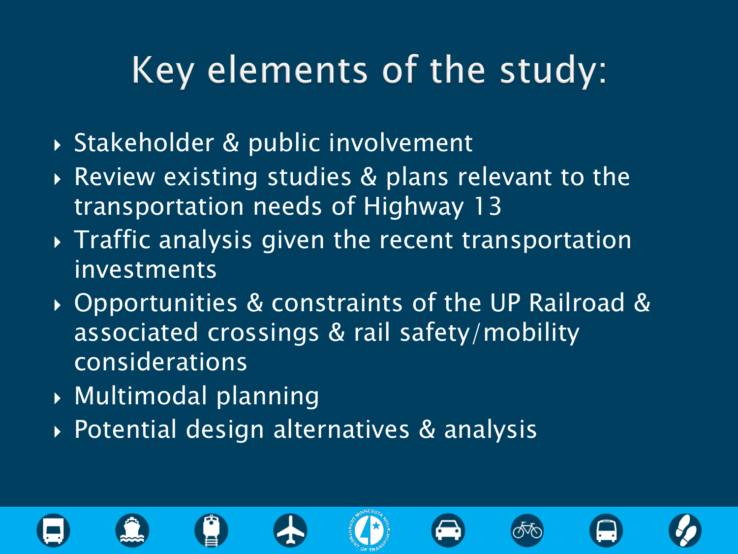# Key elements of the study:

- Stakeholder & public involvement
- Review existing studies & plans relevant to the transportation needs of Highway 13
- Traffic analysis given the recent transportation investments
- Opportunities & constraints of the UP Railroad & associated crossings & rail safety/mobility considerations
- Multimodal planning
- Potential design alternatives & analysis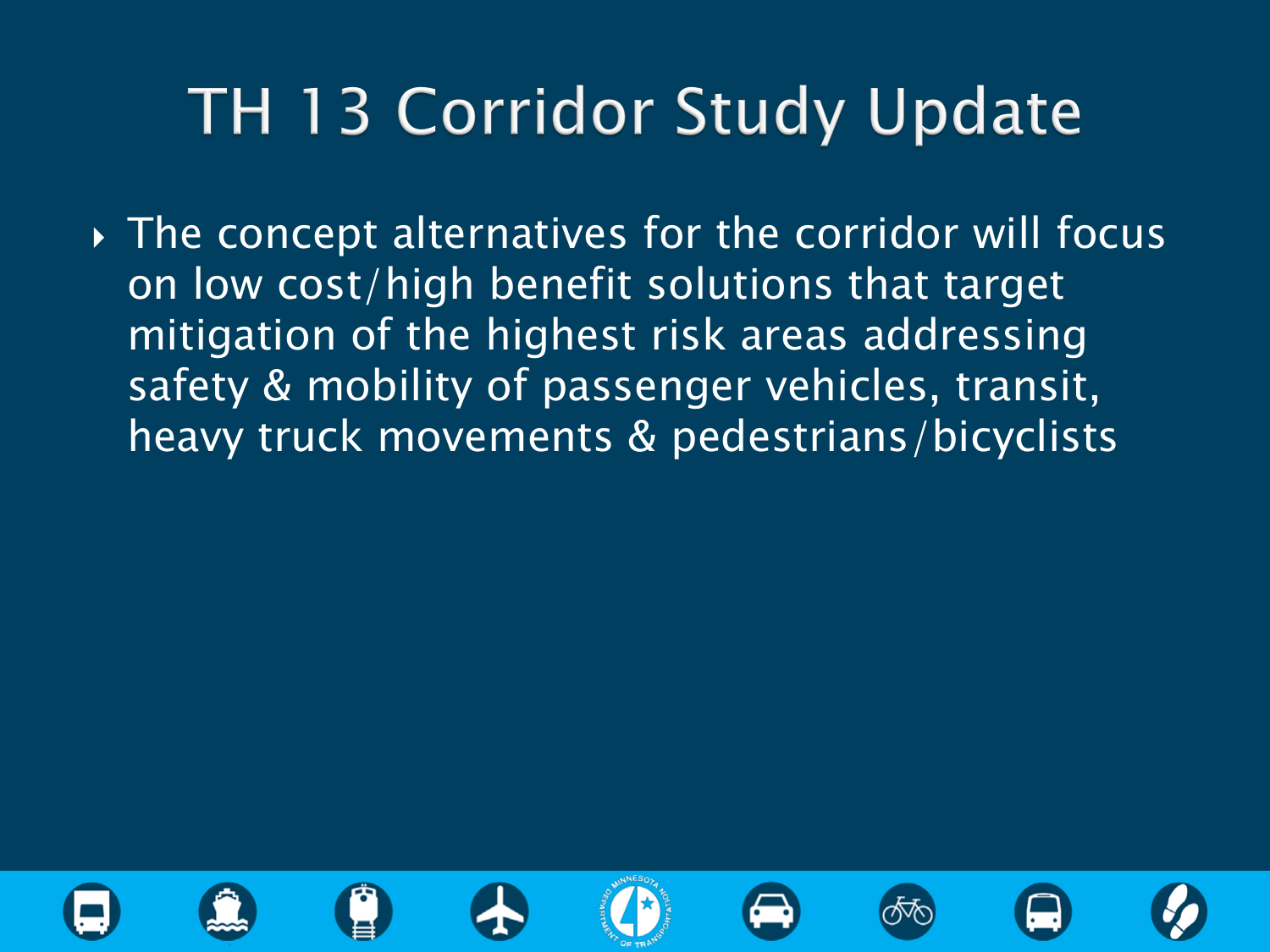# TH 13 Corridor Study Update

- The concept alternatives for the corridor will focus on low cost/high benefit solutions that target mitigation of the highest risk areas addressing safety & mobility of passenger vehicles, transit, heavy truck movements & pedestrians/bicyclists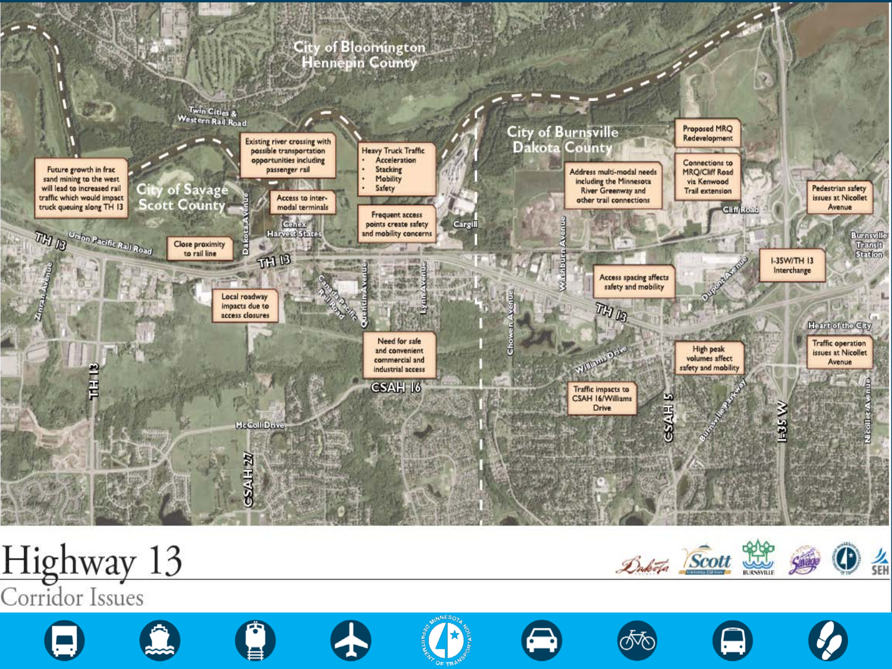City of Bloomington
Hennepin County

City of Burnsville
Dakota County

City of Savage
Scott County

Twin Cities & Western Rail Road

Union Pacific Rail Road

Canada Pacific Rail Road

Future growth in frac sand mining to the west will lead to increased rail traffic which would impact truck queuing along TH 13

Existing river crossing with possible transportation opportunities including passenger rail

Heavy Truck Traffic
- Acceleration
- Stacking
- Mobility
- Safety

Access to inter-modal terminals

Frequent access points create safety and mobility concerns

Close proximity to rail line

Local roadway impacts due to access closures

Need for safe and convenient commercial and industrial access

Proposed MRQ Redevelopment

Connections to MRQ/Cliff Road via Kenwood Trail extension

Address multi-modal needs including the Minnesota River Greenway and other trail connections

Pedestrian safety issues at Nicollet Avenue

Access spacing affects safety and mobility

I-35W/TH 13 Interchange

High peak volumes affect safety and mobility

Traffic impacts to CSAH 16/Williams Drive

Traffic operation issues at Nicollet Avenue

TH 13, Zinran Avenue, Dakota Avenue, Cenex Harvest States, Quentin Avenue, Lynn Avenue, Cargill, Washburn Avenue, Chowen Avenue, Cliff Road, Dupont Avenue, Burnsville Transit Station, Heart of the City, Williams Drive, CSAH 16, CSAH 5, Burnsville Parkway, I-35 W, Nicollet Avenue, McColl Drive, CSAH 27

# Highway 13

## Corridor Issues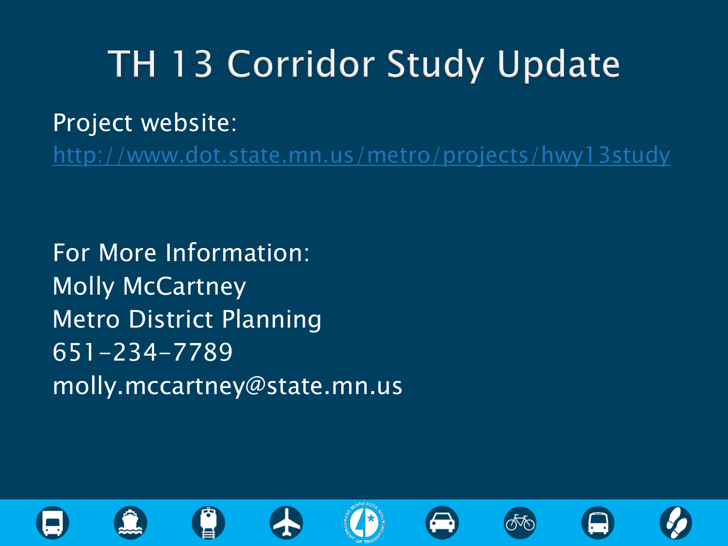# TH 13 Corridor Study Update

Project website:

http://www.dot.state.mn.us/metro/projects/hwy13study

For More Information:
Molly McCartney
Metro District Planning
651-234-7789
molly.mccartney@state.mn.us